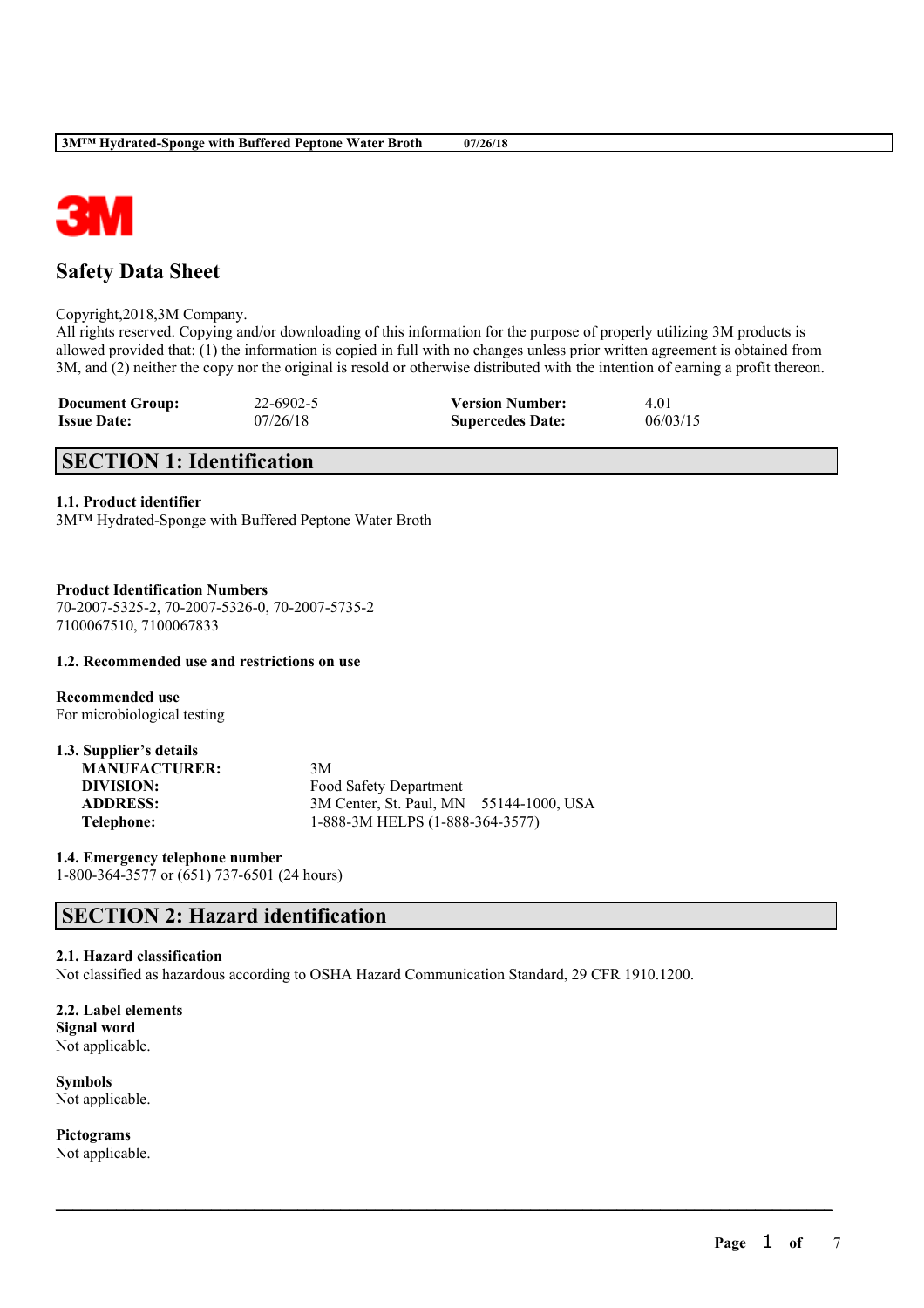# Safety Data Sheet

Copyright,2018,3M Company.
All rights reserved. Copying and/or downloading of this information for the purpose of properly utilizing 3M products is allowed provided that: (1) the information is copied in full with no changes unless prior written agreement is obtained from 3M, and (2) neither the copy nor the original is resold or otherwise distributed with the intention of earning a profit thereon.

| | | | |
|---|---|---|---|
| **Document Group:** | 22-6902-5 | **Version Number:** | 4.01 |
| **Issue Date:** | 07/26/18 | **Supercedes Date:** | 06/03/15 |

## SECTION 1: Identification

**1.1. Product identifier**
3M™ Hydrated-Sponge with Buffered Peptone Water Broth

**Product Identification Numbers**
70-2007-5325-2, 70-2007-5326-0, 70-2007-5735-2
7100067510, 7100067833

**1.2. Recommended use and restrictions on use**

**Recommended use**
For microbiological testing

**1.3. Supplier's details**

| | |
|---|---|
| **MANUFACTURER:** | 3M |
| **DIVISION:** | Food Safety Department |
| **ADDRESS:** | 3M Center, St. Paul, MN 55144-1000, USA |
| **Telephone:** | 1-888-3M HELPS (1-888-364-3577) |

**1.4. Emergency telephone number**
1-800-364-3577 or (651) 737-6501 (24 hours)

## SECTION 2: Hazard identification

**2.1. Hazard classification**
Not classified as hazardous according to OSHA Hazard Communication Standard, 29 CFR 1910.1200.

**2.2. Label elements**
**Signal word**
Not applicable.

**Symbols**
Not applicable.

**Pictograms**
Not applicable.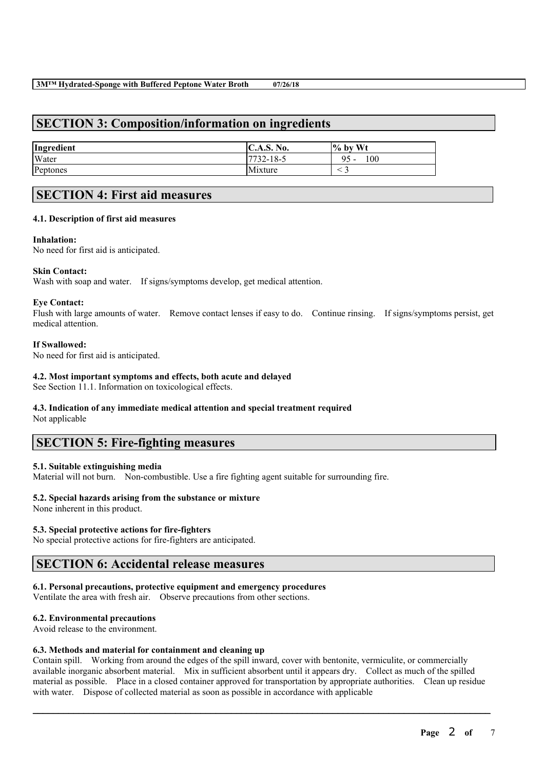## SECTION 3: Composition/information on ingredients

| Ingredient | C.A.S. No. | % by Wt |
| --- | --- | --- |
| Water | 7732-18-5 | 95 - 100 |
| Peptones | Mixture | < 3 |

## SECTION 4: First aid measures

### 4.1. Description of first aid measures

**Inhalation:**
No need for first aid is anticipated.

**Skin Contact:**
Wash with soap and water. If signs/symptoms develop, get medical attention.

**Eye Contact:**
Flush with large amounts of water. Remove contact lenses if easy to do. Continue rinsing. If signs/symptoms persist, get medical attention.

**If Swallowed:**
No need for first aid is anticipated.

### 4.2. Most important symptoms and effects, both acute and delayed

See Section 11.1. Information on toxicological effects.

### 4.3. Indication of any immediate medical attention and special treatment required

Not applicable

## SECTION 5: Fire-fighting measures

### 5.1. Suitable extinguishing media

Material will not burn. Non-combustible. Use a fire fighting agent suitable for surrounding fire.

### 5.2. Special hazards arising from the substance or mixture

None inherent in this product.

### 5.3. Special protective actions for fire-fighters

No special protective actions for fire-fighters are anticipated.

## SECTION 6: Accidental release measures

### 6.1. Personal precautions, protective equipment and emergency procedures

Ventilate the area with fresh air. Observe precautions from other sections.

### 6.2. Environmental precautions

Avoid release to the environment.

### 6.3. Methods and material for containment and cleaning up

Contain spill. Working from around the edges of the spill inward, cover with bentonite, vermiculite, or commercially available inorganic absorbent material. Mix in sufficient absorbent until it appears dry. Collect as much of the spilled material as possible. Place in a closed container approved for transportation by appropriate authorities. Clean up residue with water. Dispose of collected material as soon as possible in accordance with applicable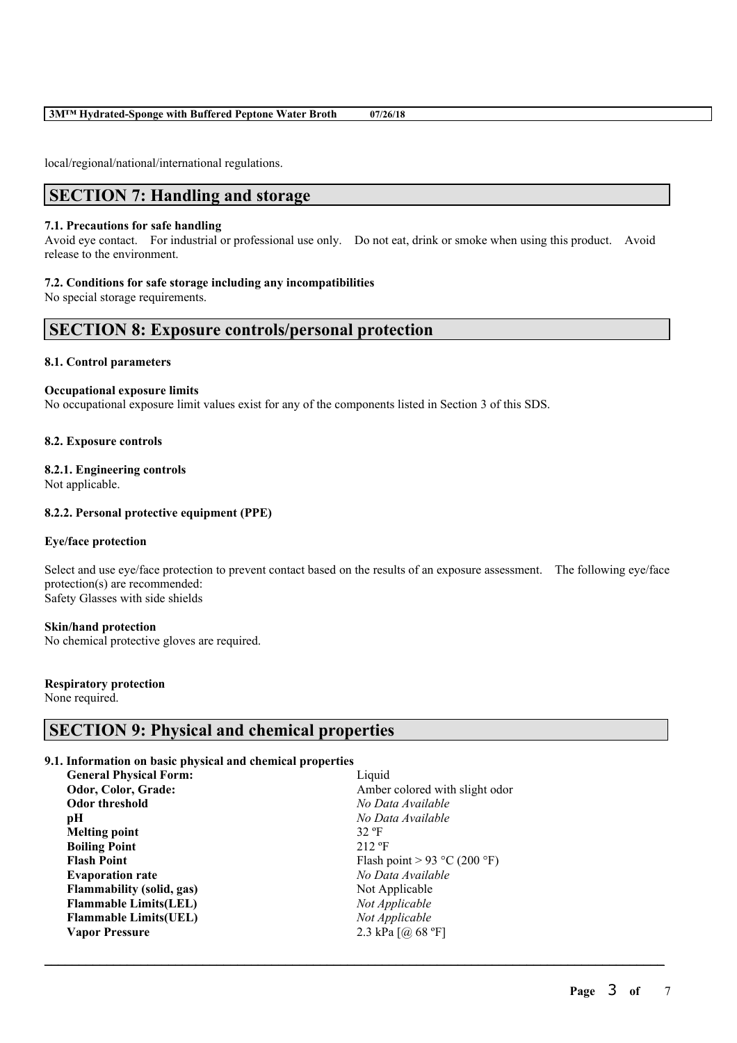local/regional/national/international regulations.

## SECTION 7: Handling and storage

### 7.1. Precautions for safe handling

Avoid eye contact. For industrial or professional use only. Do not eat, drink or smoke when using this product. Avoid release to the environment.

### 7.2. Conditions for safe storage including any incompatibilities

No special storage requirements.

## SECTION 8: Exposure controls/personal protection

### 8.1. Control parameters

**Occupational exposure limits**

No occupational exposure limit values exist for any of the components listed in Section 3 of this SDS.

### 8.2. Exposure controls

#### 8.2.1. Engineering controls

Not applicable.

#### 8.2.2. Personal protective equipment (PPE)

**Eye/face protection**

Select and use eye/face protection to prevent contact based on the results of an exposure assessment. The following eye/face protection(s) are recommended:
Safety Glasses with side shields

**Skin/hand protection**

No chemical protective gloves are required.

**Respiratory protection**

None required.

## SECTION 9: Physical and chemical properties

### 9.1. Information on basic physical and chemical properties

| | |
|---|---|
| **General Physical Form:** | Liquid |
| **Odor, Color, Grade:** | Amber colored with slight odor |
| **Odor threshold** | *No Data Available* |
| **pH** | *No Data Available* |
| **Melting point** | 32 ºF |
| **Boiling Point** | 212 ºF |
| **Flash Point** | Flash point > 93 °C (200 °F) |
| **Evaporation rate** | *No Data Available* |
| **Flammability (solid, gas)** | Not Applicable |
| **Flammable Limits(LEL)** | *Not Applicable* |
| **Flammable Limits(UEL)** | *Not Applicable* |
| **Vapor Pressure** | 2.3 kPa [@ 68 ºF] |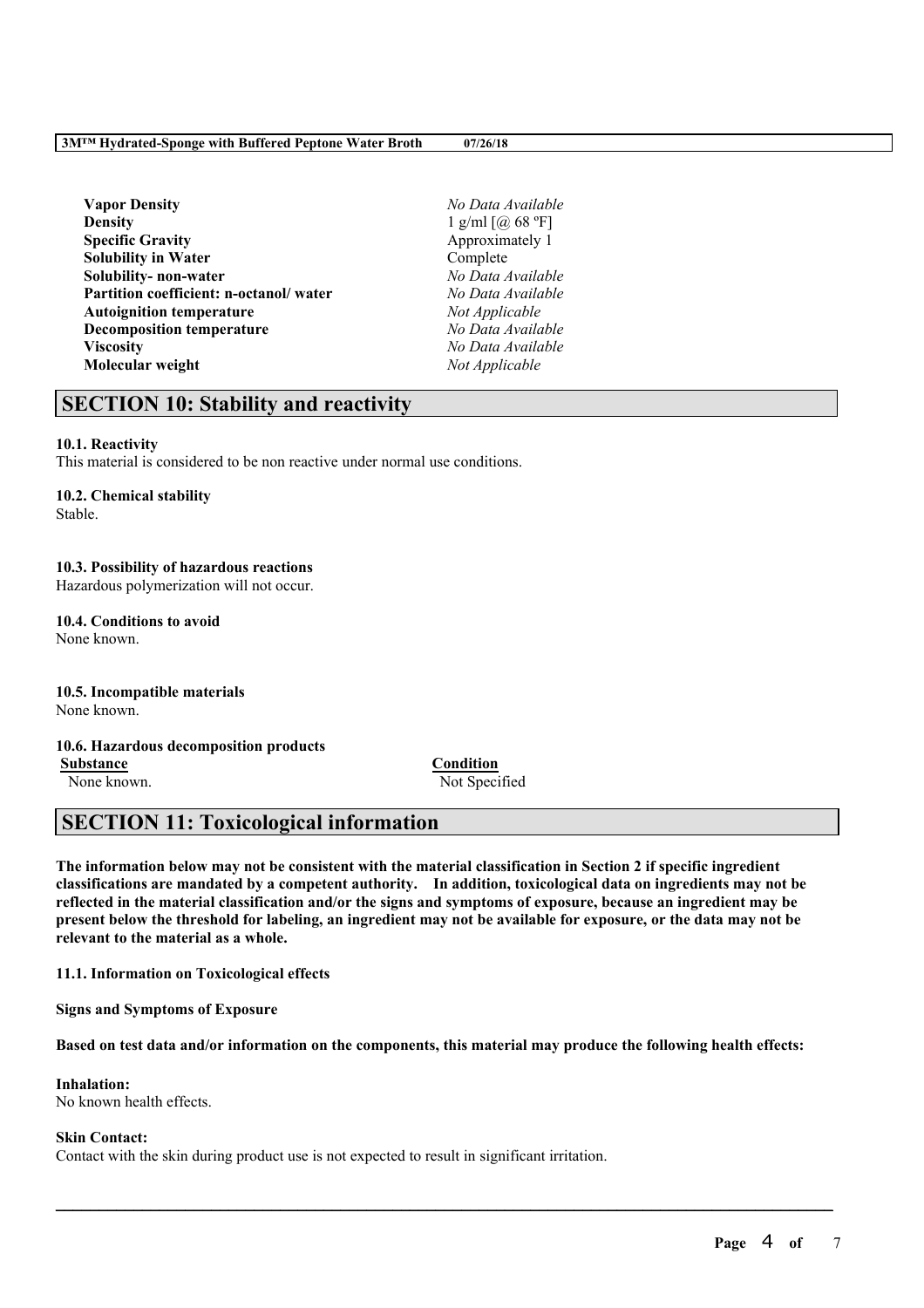| | |
|---|---|
| **Vapor Density** | *No Data Available* |
| **Density** | 1 g/ml [@ 68 ºF] |
| **Specific Gravity** | Approximately 1 |
| **Solubility in Water** | Complete |
| **Solubility- non-water** | *No Data Available* |
| **Partition coefficient: n-octanol/ water** | *No Data Available* |
| **Autoignition temperature** | *Not Applicable* |
| **Decomposition temperature** | *No Data Available* |
| **Viscosity** | *No Data Available* |
| **Molecular weight** | *Not Applicable* |

## SECTION 10: Stability and reactivity

**10.1. Reactivity**
This material is considered to be non reactive under normal use conditions.

**10.2. Chemical stability**
Stable.

**10.3. Possibility of hazardous reactions**
Hazardous polymerization will not occur.

**10.4. Conditions to avoid**
None known.

**10.5. Incompatible materials**
None known.

**10.6. Hazardous decomposition products**

| Substance | Condition |
|---|---|
| None known. | Not Specified |

## SECTION 11: Toxicological information

**The information below may not be consistent with the material classification in Section 2 if specific ingredient classifications are mandated by a competent authority. In addition, toxicological data on ingredients may not be reflected in the material classification and/or the signs and symptoms of exposure, because an ingredient may be present below the threshold for labeling, an ingredient may not be available for exposure, or the data may not be relevant to the material as a whole.**

**11.1. Information on Toxicological effects**

**Signs and Symptoms of Exposure**

**Based on test data and/or information on the components, this material may produce the following health effects:**

**Inhalation:**
No known health effects.

**Skin Contact:**
Contact with the skin during product use is not expected to result in significant irritation.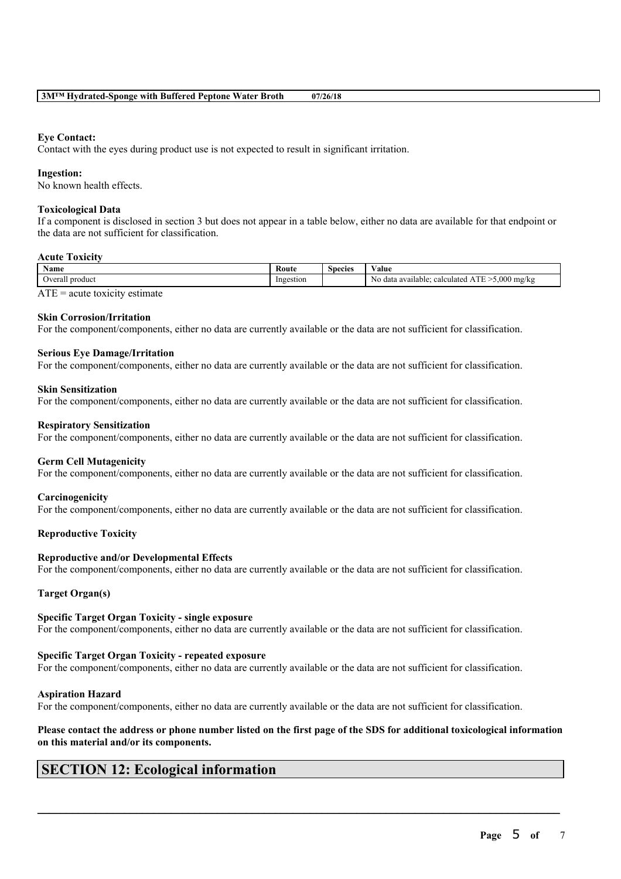**Eye Contact:**
Contact with the eyes during product use is not expected to result in significant irritation.

**Ingestion:**
No known health effects.

**Toxicological Data**
If a component is disclosed in section 3 but does not appear in a table below, either no data are available for that endpoint or the data are not sufficient for classification.

**Acute Toxicity**

| Name | Route | Species | Value |
|---|---|---|---|
| Overall product | Ingestion | | No data available; calculated ATE >5,000 mg/kg |

ATE = acute toxicity estimate

**Skin Corrosion/Irritation**
For the component/components, either no data are currently available or the data are not sufficient for classification.

**Serious Eye Damage/Irritation**
For the component/components, either no data are currently available or the data are not sufficient for classification.

**Skin Sensitization**
For the component/components, either no data are currently available or the data are not sufficient for classification.

**Respiratory Sensitization**
For the component/components, either no data are currently available or the data are not sufficient for classification.

**Germ Cell Mutagenicity**
For the component/components, either no data are currently available or the data are not sufficient for classification.

**Carcinogenicity**
For the component/components, either no data are currently available or the data are not sufficient for classification.

**Reproductive Toxicity**

**Reproductive and/or Developmental Effects**
For the component/components, either no data are currently available or the data are not sufficient for classification.

**Target Organ(s)**

**Specific Target Organ Toxicity - single exposure**
For the component/components, either no data are currently available or the data are not sufficient for classification.

**Specific Target Organ Toxicity - repeated exposure**
For the component/components, either no data are currently available or the data are not sufficient for classification.

**Aspiration Hazard**
For the component/components, either no data are currently available or the data are not sufficient for classification.

**Please contact the address or phone number listed on the first page of the SDS for additional toxicological information on this material and/or its components.**

## SECTION 12: Ecological information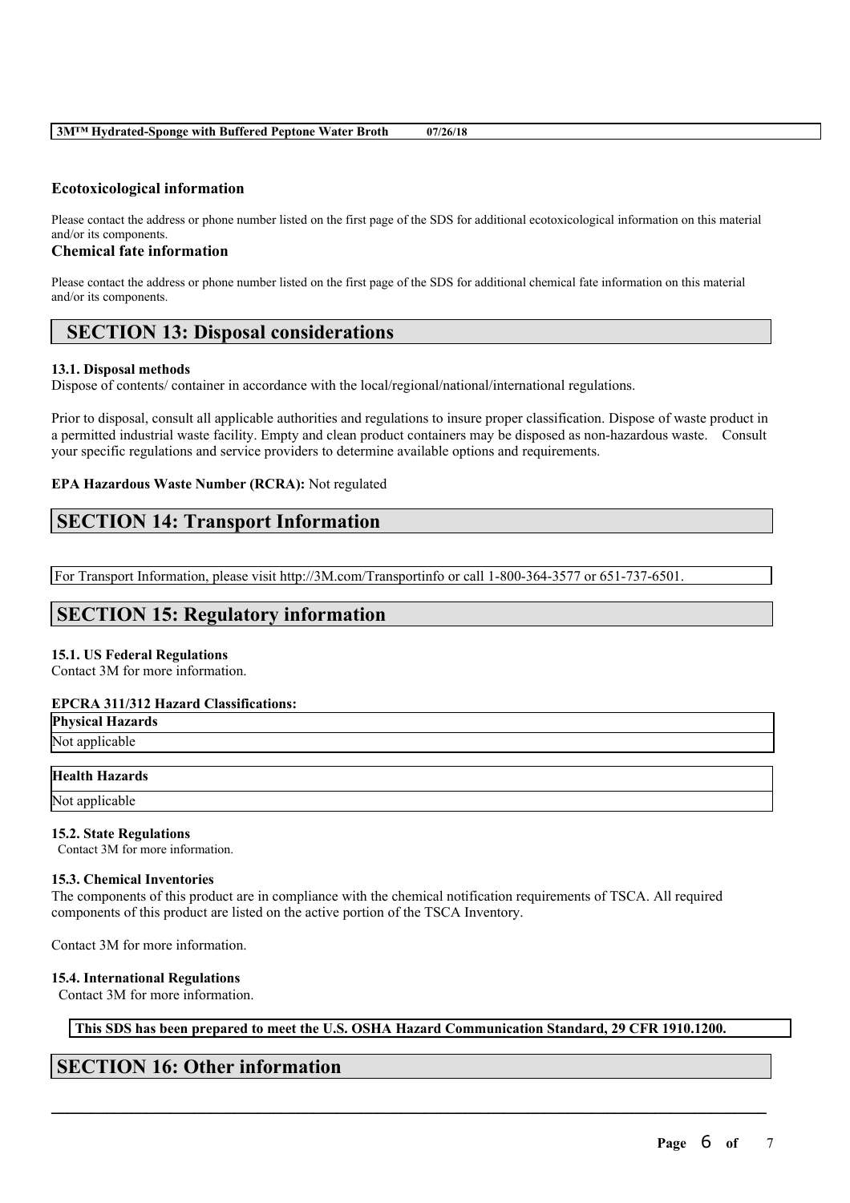### Ecotoxicological information

Please contact the address or phone number listed on the first page of the SDS for additional ecotoxicological information on this material and/or its components.

### Chemical fate information

Please contact the address or phone number listed on the first page of the SDS for additional chemical fate information on this material and/or its components.

## SECTION 13: Disposal considerations

**13.1. Disposal methods**

Dispose of contents/ container in accordance with the local/regional/national/international regulations.

Prior to disposal, consult all applicable authorities and regulations to insure proper classification. Dispose of waste product in a permitted industrial waste facility. Empty and clean product containers may be disposed as non-hazardous waste. Consult your specific regulations and service providers to determine available options and requirements.

**EPA Hazardous Waste Number (RCRA):** Not regulated

## SECTION 14: Transport Information

For Transport Information, please visit http://3M.com/Transportinfo or call 1-800-364-3577 or 651-737-6501.

## SECTION 15: Regulatory information

**15.1. US Federal Regulations**

Contact 3M for more information.

**EPCRA 311/312 Hazard Classifications:**

| Physical Hazards |
|---|
| Not applicable |

| Health Hazards |
|---|
| Not applicable |

**15.2. State Regulations**

Contact 3M for more information.

**15.3. Chemical Inventories**

The components of this product are in compliance with the chemical notification requirements of TSCA. All required components of this product are listed on the active portion of the TSCA Inventory.

Contact 3M for more information.

**15.4. International Regulations**

Contact 3M for more information.

**This SDS has been prepared to meet the U.S. OSHA Hazard Communication Standard, 29 CFR 1910.1200.**

## SECTION 16: Other information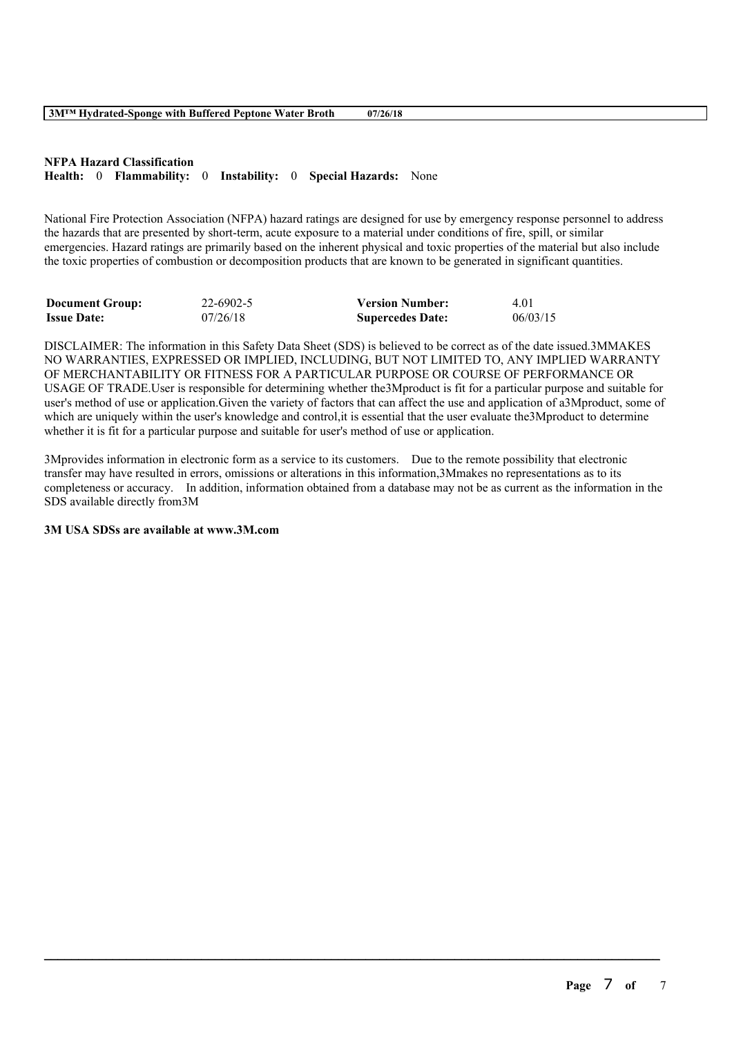**NFPA Hazard Classification**
**Health:** 0 **Flammability:** 0 **Instability:** 0 **Special Hazards:** None

National Fire Protection Association (NFPA) hazard ratings are designed for use by emergency response personnel to address the hazards that are presented by short-term, acute exposure to a material under conditions of fire, spill, or similar emergencies. Hazard ratings are primarily based on the inherent physical and toxic properties of the material but also include the toxic properties of combustion or decomposition products that are known to be generated in significant quantities.

| | | | |
|---|---|---|---|
| **Document Group:** | 22-6902-5 | **Version Number:** | 4.01 |
| **Issue Date:** | 07/26/18 | **Supercedes Date:** | 06/03/15 |

DISCLAIMER: The information in this Safety Data Sheet (SDS) is believed to be correct as of the date issued.3MMAKES NO WARRANTIES, EXPRESSED OR IMPLIED, INCLUDING, BUT NOT LIMITED TO, ANY IMPLIED WARRANTY OF MERCHANTABILITY OR FITNESS FOR A PARTICULAR PURPOSE OR COURSE OF PERFORMANCE OR USAGE OF TRADE.User is responsible for determining whether the3Mproduct is fit for a particular purpose and suitable for user's method of use or application.Given the variety of factors that can affect the use and application of a3Mproduct, some of which are uniquely within the user's knowledge and control,it is essential that the user evaluate the3Mproduct to determine whether it is fit for a particular purpose and suitable for user's method of use or application.

3Mprovides information in electronic form as a service to its customers. Due to the remote possibility that electronic transfer may have resulted in errors, omissions or alterations in this information,3Mmakes no representations as to its completeness or accuracy. In addition, information obtained from a database may not be as current as the information in the SDS available directly from3M

**3M USA SDSs are available at www.3M.com**